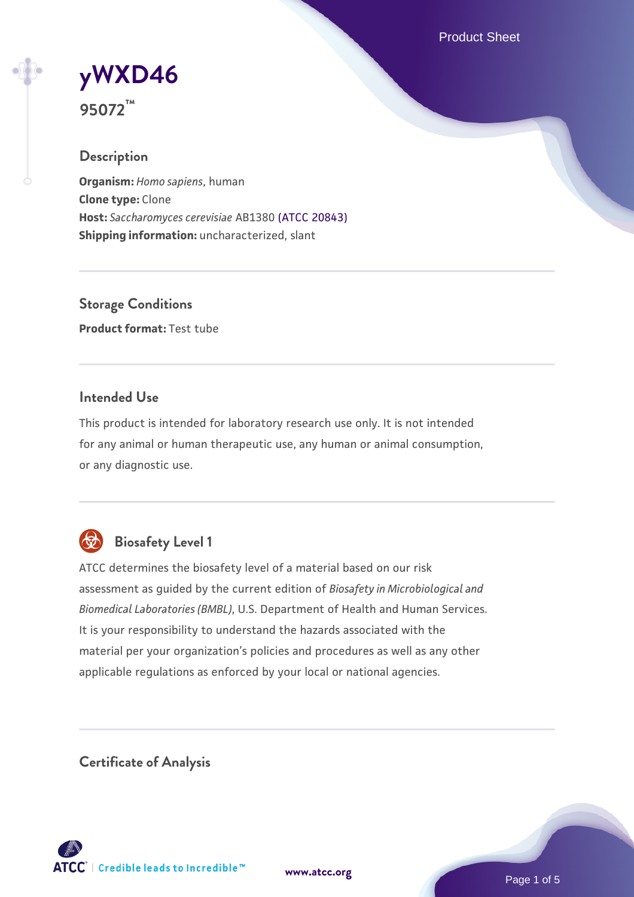# yWXD46

**95072™**

## Description

**Organism:** *Homo sapiens*, human
**Clone type:** Clone
**Host:** *Saccharomyces cerevisiae* AB1380 (ATCC 20843)
**Shipping information:** uncharacterized, slant

## Storage Conditions

**Product format:** Test tube

## Intended Use

This product is intended for laboratory research use only. It is not intended for any animal or human therapeutic use, any human or animal consumption, or any diagnostic use.

## Biosafety Level 1

ATCC determines the biosafety level of a material based on our risk assessment as guided by the current edition of *Biosafety in Microbiological and Biomedical Laboratories (BMBL)*, U.S. Department of Health and Human Services. It is your responsibility to understand the hazards associated with the material per your organization's policies and procedures as well as any other applicable regulations as enforced by your local or national agencies.

## Certificate of Analysis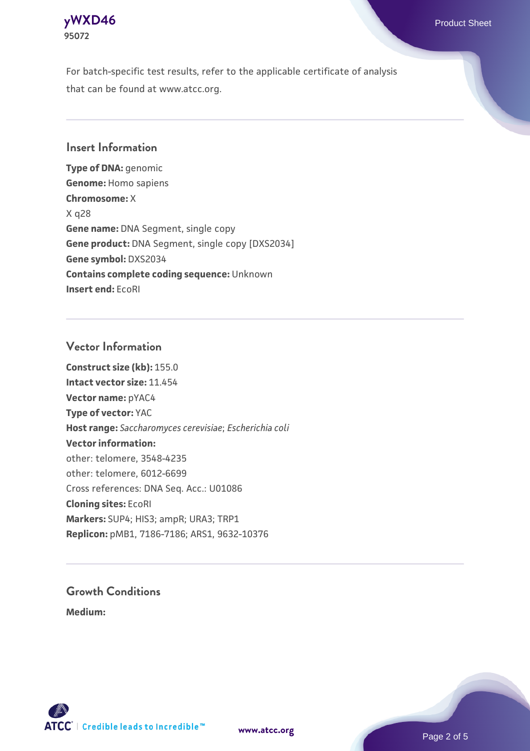For batch-specific test results, refer to the applicable certificate of analysis that can be found at www.atcc.org.

## Insert Information

**Type of DNA:** genomic
**Genome:** Homo sapiens
**Chromosome:** X
X q28
**Gene name:** DNA Segment, single copy
**Gene product:** DNA Segment, single copy [DXS2034]
**Gene symbol:** DXS2034
**Contains complete coding sequence:** Unknown
**Insert end:** EcoRI

## Vector Information

**Construct size (kb):** 155.0
**Intact vector size:** 11.454
**Vector name:** pYAC4
**Type of vector:** YAC
**Host range:** *Saccharomyces cerevisiae*; *Escherichia coli*
**Vector information:**
other: telomere, 3548-4235
other: telomere, 6012-6699
Cross references: DNA Seq. Acc.: U01086
**Cloning sites:** EcoRI
**Markers:** SUP4; HIS3; ampR; URA3; TRP1
**Replicon:** pMB1, 7186-7186; ARS1, 9632-10376

## Growth Conditions

**Medium:**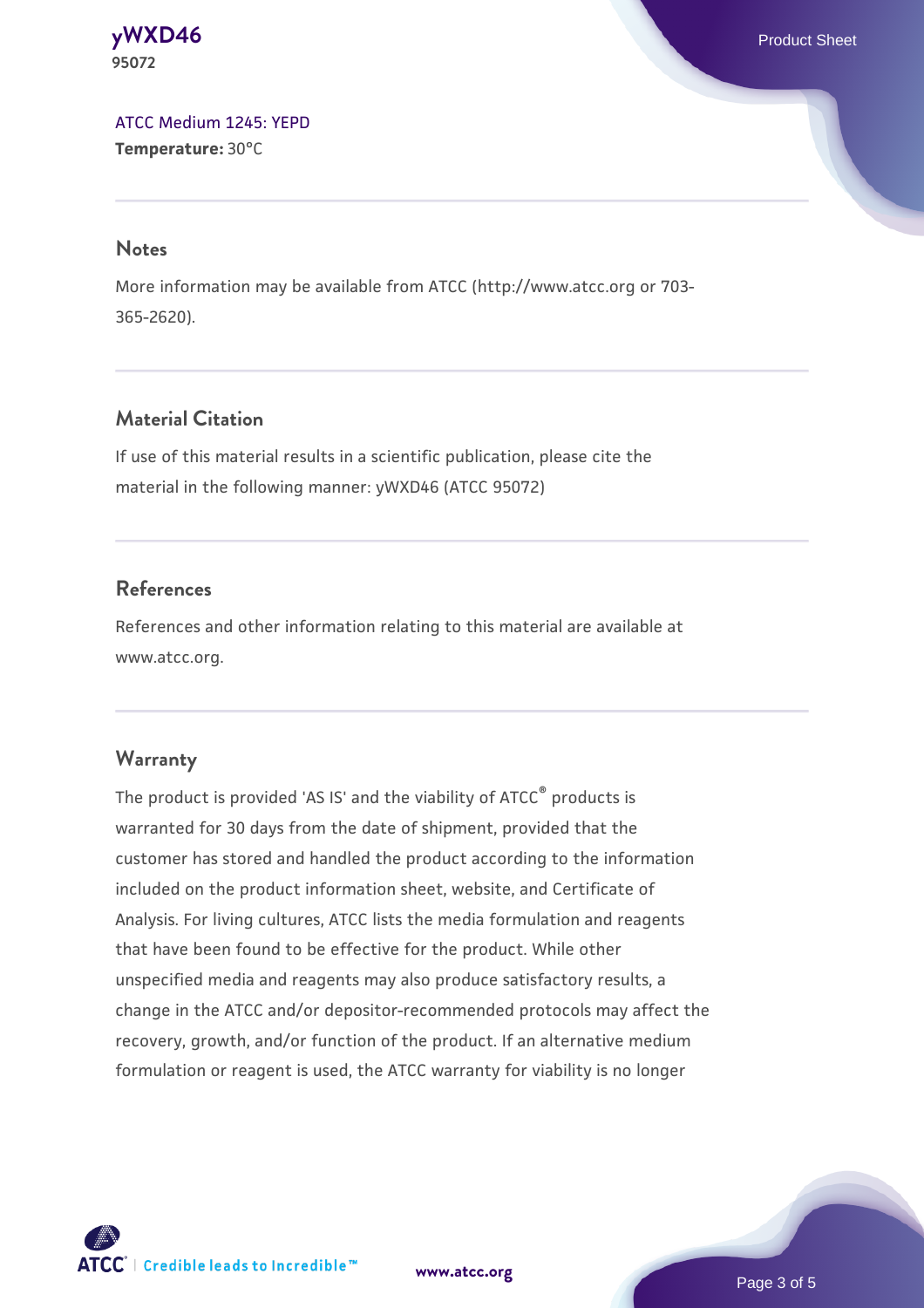ATCC Medium 1245: YEPD
**Temperature:** 30°C

## Notes

More information may be available from ATCC (http://www.atcc.org or 703-365-2620).

## Material Citation

If use of this material results in a scientific publication, please cite the material in the following manner: yWXD46 (ATCC 95072)

## References

References and other information relating to this material are available at www.atcc.org.

## Warranty

The product is provided 'AS IS' and the viability of ATCC® products is warranted for 30 days from the date of shipment, provided that the customer has stored and handled the product according to the information included on the product information sheet, website, and Certificate of Analysis. For living cultures, ATCC lists the media formulation and reagents that have been found to be effective for the product. While other unspecified media and reagents may also produce satisfactory results, a change in the ATCC and/or depositor-recommended protocols may affect the recovery, growth, and/or function of the product. If an alternative medium formulation or reagent is used, the ATCC warranty for viability is no longer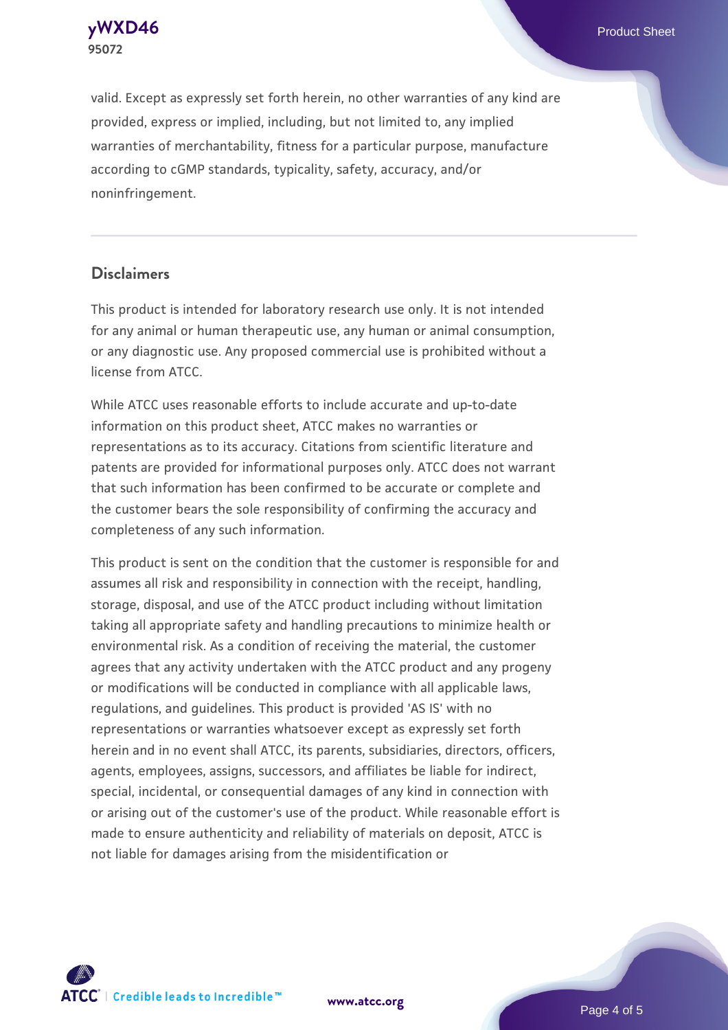valid. Except as expressly set forth herein, no other warranties of any kind are provided, express or implied, including, but not limited to, any implied warranties of merchantability, fitness for a particular purpose, manufacture according to cGMP standards, typicality, safety, accuracy, and/or noninfringement.

## Disclaimers

This product is intended for laboratory research use only. It is not intended for any animal or human therapeutic use, any human or animal consumption, or any diagnostic use. Any proposed commercial use is prohibited without a license from ATCC.

While ATCC uses reasonable efforts to include accurate and up-to-date information on this product sheet, ATCC makes no warranties or representations as to its accuracy. Citations from scientific literature and patents are provided for informational purposes only. ATCC does not warrant that such information has been confirmed to be accurate or complete and the customer bears the sole responsibility of confirming the accuracy and completeness of any such information.

This product is sent on the condition that the customer is responsible for and assumes all risk and responsibility in connection with the receipt, handling, storage, disposal, and use of the ATCC product including without limitation taking all appropriate safety and handling precautions to minimize health or environmental risk. As a condition of receiving the material, the customer agrees that any activity undertaken with the ATCC product and any progeny or modifications will be conducted in compliance with all applicable laws, regulations, and guidelines. This product is provided 'AS IS' with no representations or warranties whatsoever except as expressly set forth herein and in no event shall ATCC, its parents, subsidiaries, directors, officers, agents, employees, assigns, successors, and affiliates be liable for indirect, special, incidental, or consequential damages of any kind in connection with or arising out of the customer's use of the product. While reasonable effort is made to ensure authenticity and reliability of materials on deposit, ATCC is not liable for damages arising from the misidentification or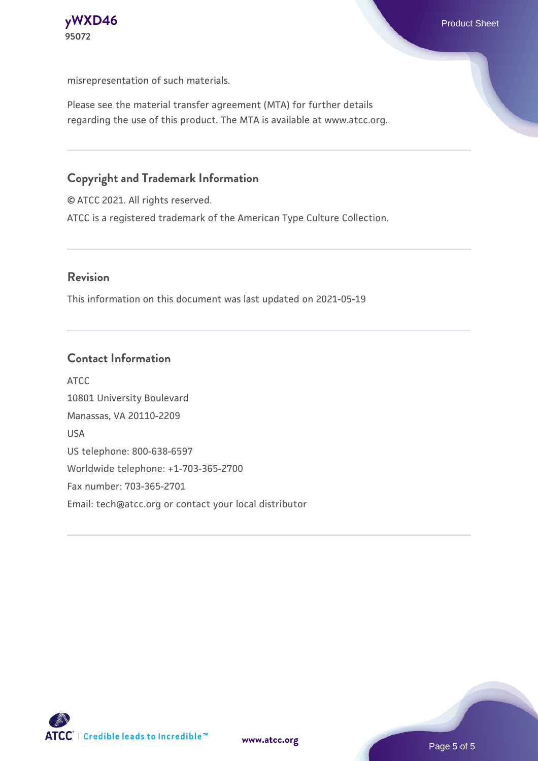misrepresentation of such materials.

Please see the material transfer agreement (MTA) for further details regarding the use of this product. The MTA is available at www.atcc.org.

## Copyright and Trademark Information

© ATCC 2021. All rights reserved.

ATCC is a registered trademark of the American Type Culture Collection.

## Revision

This information on this document was last updated on 2021-05-19

## Contact Information

ATCC
10801 University Boulevard
Manassas, VA 20110-2209
USA
US telephone: 800-638-6597
Worldwide telephone: +1-703-365-2700
Fax number: 703-365-2701
Email: tech@atcc.org or contact your local distributor